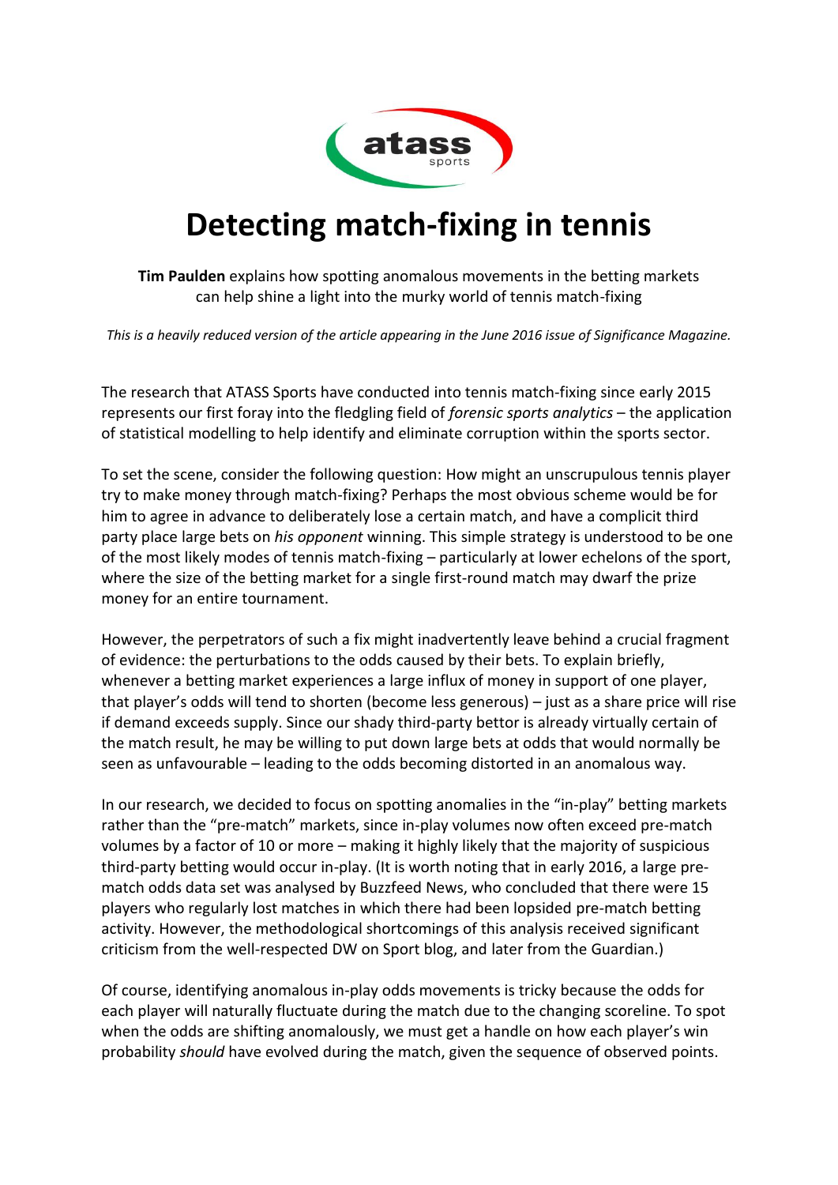# Detecting match-fixing in tennis

**Tim Paulden** explains how spotting anomalous movements in the betting markets can help shine a light into the murky world of tennis match-fixing

*This is a heavily reduced version of the article appearing in the June 2016 issue of Significance Magazine.*

The research that ATASS Sports have conducted into tennis match-fixing since early 2015 represents our first foray into the fledgling field of *forensic sports analytics* – the application of statistical modelling to help identify and eliminate corruption within the sports sector.

To set the scene, consider the following question: How might an unscrupulous tennis player try to make money through match-fixing? Perhaps the most obvious scheme would be for him to agree in advance to deliberately lose a certain match, and have a complicit third party place large bets on *his opponent* winning. This simple strategy is understood to be one of the most likely modes of tennis match-fixing – particularly at lower echelons of the sport, where the size of the betting market for a single first-round match may dwarf the prize money for an entire tournament.

However, the perpetrators of such a fix might inadvertently leave behind a crucial fragment of evidence: the perturbations to the odds caused by their bets. To explain briefly, whenever a betting market experiences a large influx of money in support of one player, that player's odds will tend to shorten (become less generous) – just as a share price will rise if demand exceeds supply. Since our shady third-party bettor is already virtually certain of the match result, he may be willing to put down large bets at odds that would normally be seen as unfavourable – leading to the odds becoming distorted in an anomalous way.

In our research, we decided to focus on spotting anomalies in the "in-play" betting markets rather than the "pre-match" markets, since in-play volumes now often exceed pre-match volumes by a factor of 10 or more – making it highly likely that the majority of suspicious third-party betting would occur in-play. (It is worth noting that in early 2016, a large pre-match odds data set was analysed by Buzzfeed News, who concluded that there were 15 players who regularly lost matches in which there had been lopsided pre-match betting activity. However, the methodological shortcomings of this analysis received significant criticism from the well-respected DW on Sport blog, and later from the Guardian.)

Of course, identifying anomalous in-play odds movements is tricky because the odds for each player will naturally fluctuate during the match due to the changing scoreline. To spot when the odds are shifting anomalously, we must get a handle on how each player's win probability *should* have evolved during the match, given the sequence of observed points.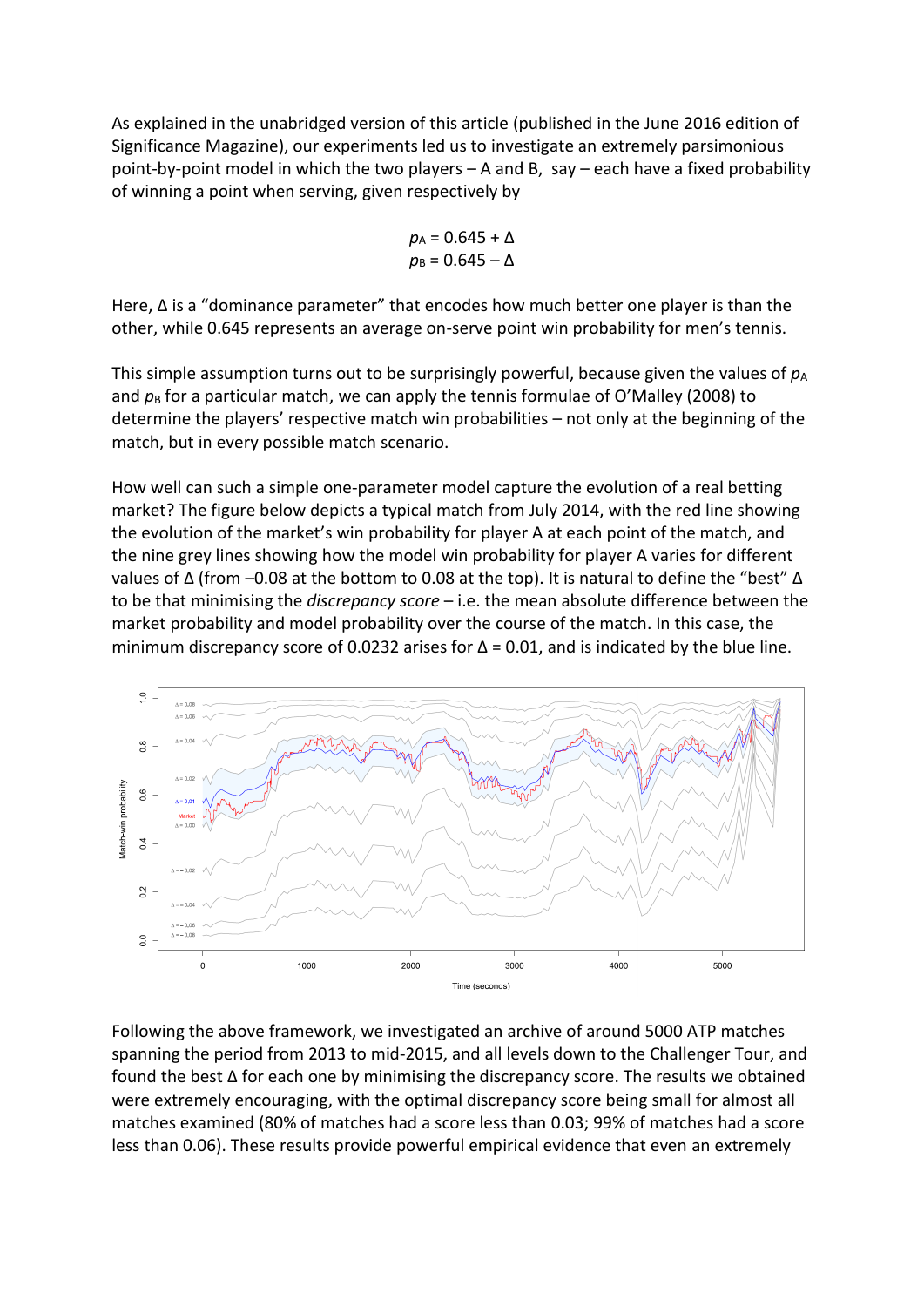As explained in the unabridged version of this article (published in the June 2016 edition of Significance Magazine), our experiments led us to investigate an extremely parsimonious point-by-point model in which the two players – A and B, say – each have a fixed probability of winning a point when serving, given respectively by

$$p_A = 0.645 + \Delta$$
$$p_B = 0.645 - \Delta$$

Here, Δ is a "dominance parameter" that encodes how much better one player is than the other, while 0.645 represents an average on-serve point win probability for men's tennis.

This simple assumption turns out to be surprisingly powerful, because given the values of $p_A$ and $p_B$ for a particular match, we can apply the tennis formulae of O'Malley (2008) to determine the players' respective match win probabilities – not only at the beginning of the match, but in every possible match scenario.

How well can such a simple one-parameter model capture the evolution of a real betting market? The figure below depicts a typical match from July 2014, with the red line showing the evolution of the market's win probability for player A at each point of the match, and the nine grey lines showing how the model win probability for player A varies for different values of Δ (from –0.08 at the bottom to 0.08 at the top). It is natural to define the "best" Δ to be that minimising the *discrepancy score* – i.e. the mean absolute difference between the market probability and model probability over the course of the match. In this case, the minimum discrepancy score of 0.0232 arises for Δ = 0.01, and is indicated by the blue line.

Following the above framework, we investigated an archive of around 5000 ATP matches spanning the period from 2013 to mid-2015, and all levels down to the Challenger Tour, and found the best Δ for each one by minimising the discrepancy score. The results we obtained were extremely encouraging, with the optimal discrepancy score being small for almost all matches examined (80% of matches had a score less than 0.03; 99% of matches had a score less than 0.06). These results provide powerful empirical evidence that even an extremely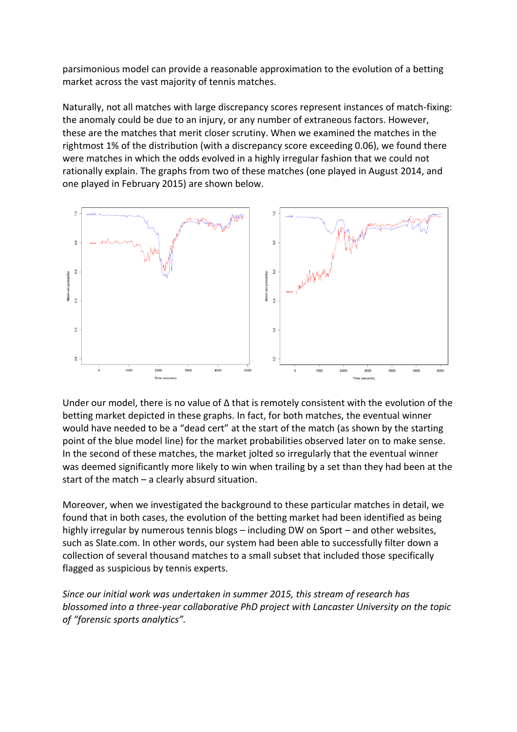parsimonious model can provide a reasonable approximation to the evolution of a betting market across the vast majority of tennis matches.

Naturally, not all matches with large discrepancy scores represent instances of match-fixing: the anomaly could be due to an injury, or any number of extraneous factors. However, these are the matches that merit closer scrutiny. When we examined the matches in the rightmost 1% of the distribution (with a discrepancy score exceeding 0.06), we found there were matches in which the odds evolved in a highly irregular fashion that we could not rationally explain. The graphs from two of these matches (one played in August 2014, and one played in February 2015) are shown below.

Match-win probability

0.0
0.2
0.4
0.6
0.8
1.0

0
1000
2000
3000
4000
5000

Time (seconds)

Match-win probability

0.0
0.2
0.4
0.6
0.8
1.0

0
1000
2000
3000
4000
5000
6000

Time (seconds)

Under our model, there is no value of Δ that is remotely consistent with the evolution of the betting market depicted in these graphs. In fact, for both matches, the eventual winner would have needed to be a "dead cert" at the start of the match (as shown by the starting point of the blue model line) for the market probabilities observed later on to make sense. In the second of these matches, the market jolted so irregularly that the eventual winner was deemed significantly more likely to win when trailing by a set than they had been at the start of the match – a clearly absurd situation.

Moreover, when we investigated the background to these particular matches in detail, we found that in both cases, the evolution of the betting market had been identified as being highly irregular by numerous tennis blogs – including DW on Sport – and other websites, such as Slate.com. In other words, our system had been able to successfully filter down a collection of several thousand matches to a small subset that included those specifically flagged as suspicious by tennis experts.

*Since our initial work was undertaken in summer 2015, this stream of research has blossomed into a three-year collaborative PhD project with Lancaster University on the topic of "forensic sports analytics".*